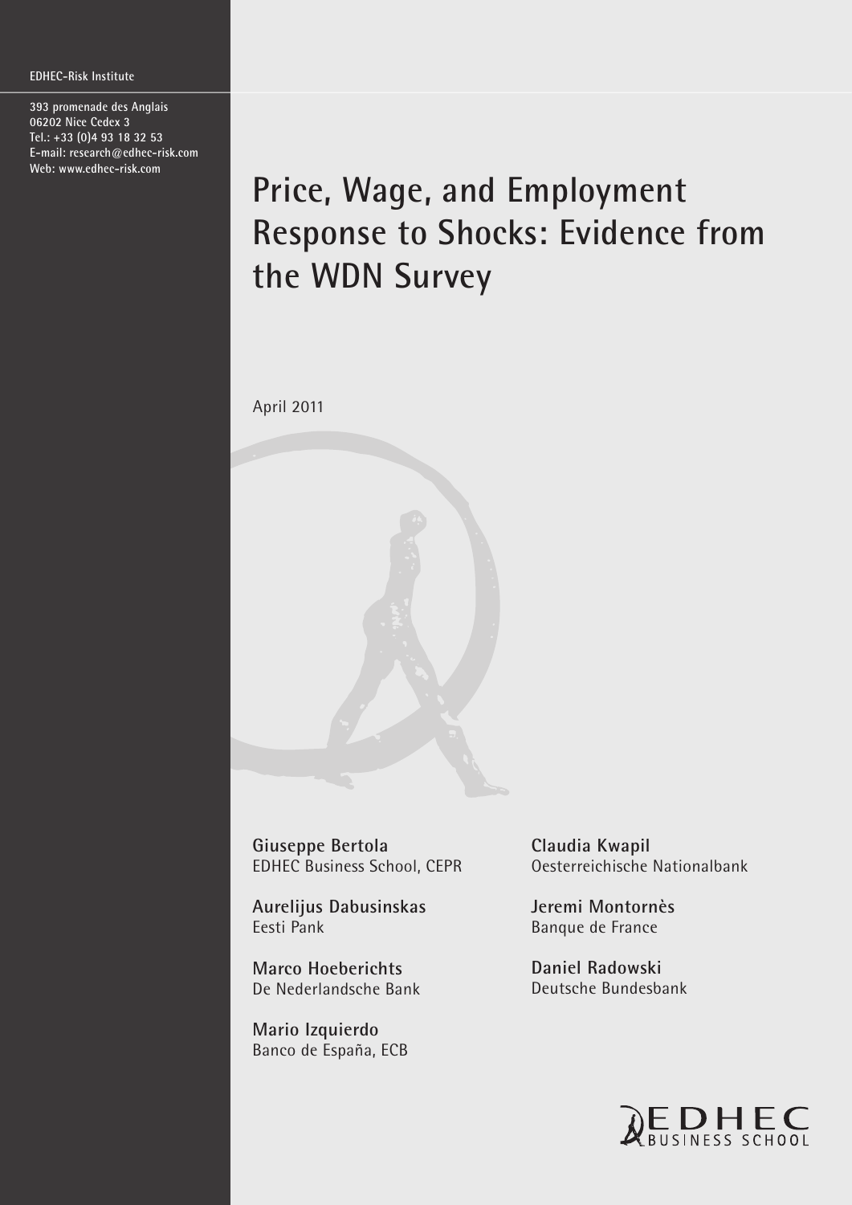EDHEC-Risk Institute

393 promenade des Anglais
06202 Nice Cedex 3
Tel.: +33 (0)4 93 18 32 53
E-mail: research@edhec-risk.com
Web: www.edhec-risk.com

# Price, Wage, and Employment Response to Shocks: Evidence from the WDN Survey

April 2011

**Giuseppe Bertola**
EDHEC Business School, CEPR

**Aurelijus Dabusinskas**
Eesti Pank

**Marco Hoeberichts**
De Nederlandsche Bank

**Mario Izquierdo**
Banco de España, ECB

**Claudia Kwapil**
Oesterreichische Nationalbank

**Jeremi Montornès**
Banque de France

**Daniel Radowski**
Deutsche Bundesbank

EDHEC BUSINESS SCHOOL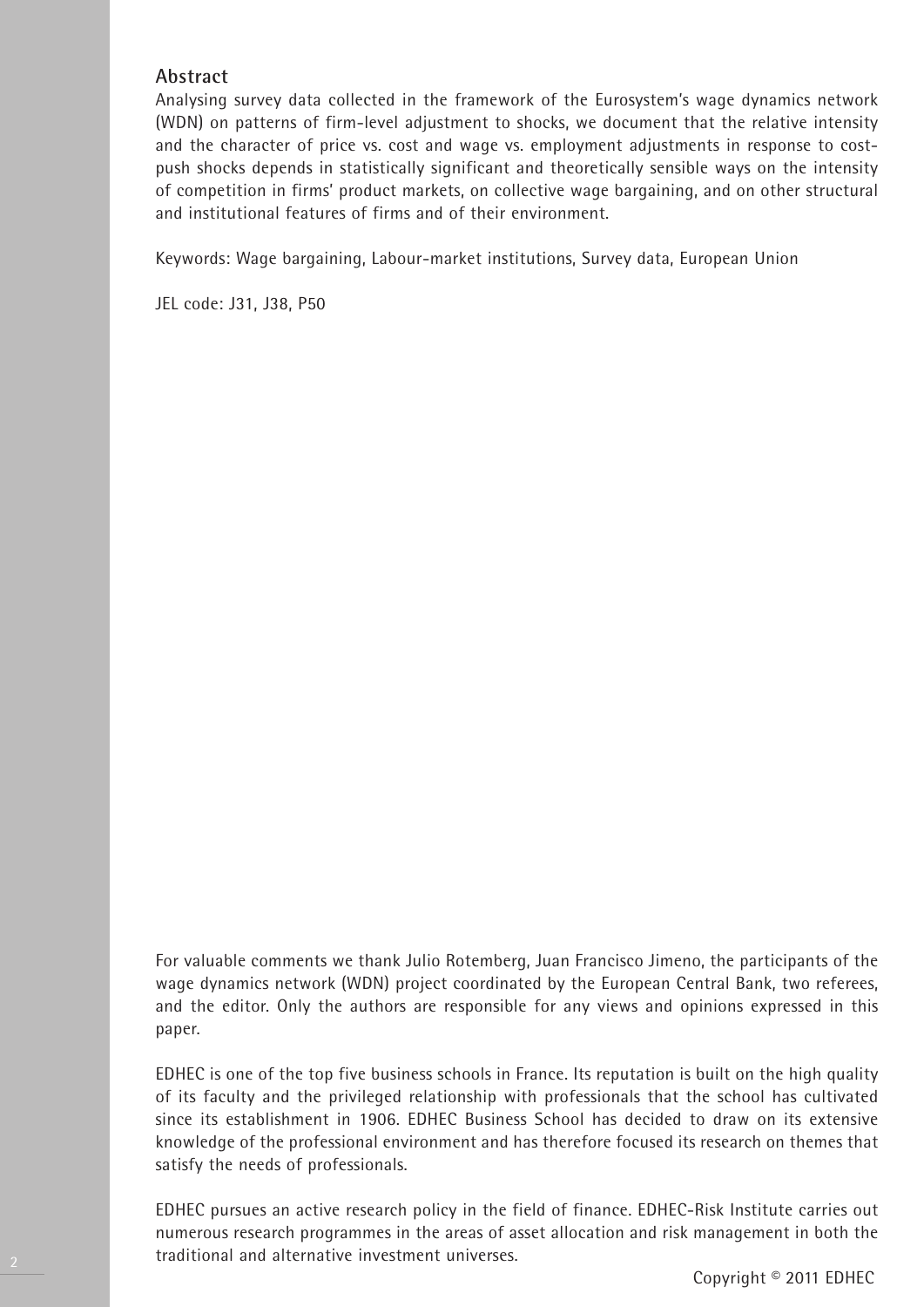## Abstract

Analysing survey data collected in the framework of the Eurosystem's wage dynamics network (WDN) on patterns of firm-level adjustment to shocks, we document that the relative intensity and the character of price vs. cost and wage vs. employment adjustments in response to cost-push shocks depends in statistically significant and theoretically sensible ways on the intensity of competition in firms' product markets, on collective wage bargaining, and on other structural and institutional features of firms and of their environment.

Keywords: Wage bargaining, Labour-market institutions, Survey data, European Union

JEL code: J31, J38, P50

For valuable comments we thank Julio Rotemberg, Juan Francisco Jimeno, the participants of the wage dynamics network (WDN) project coordinated by the European Central Bank, two referees, and the editor. Only the authors are responsible for any views and opinions expressed in this paper.

EDHEC is one of the top five business schools in France. Its reputation is built on the high quality of its faculty and the privileged relationship with professionals that the school has cultivated since its establishment in 1906. EDHEC Business School has decided to draw on its extensive knowledge of the professional environment and has therefore focused its research on themes that satisfy the needs of professionals.

EDHEC pursues an active research policy in the field of finance. EDHEC-Risk Institute carries out numerous research programmes in the areas of asset allocation and risk management in both the traditional and alternative investment universes.

Copyright © 2011 EDHEC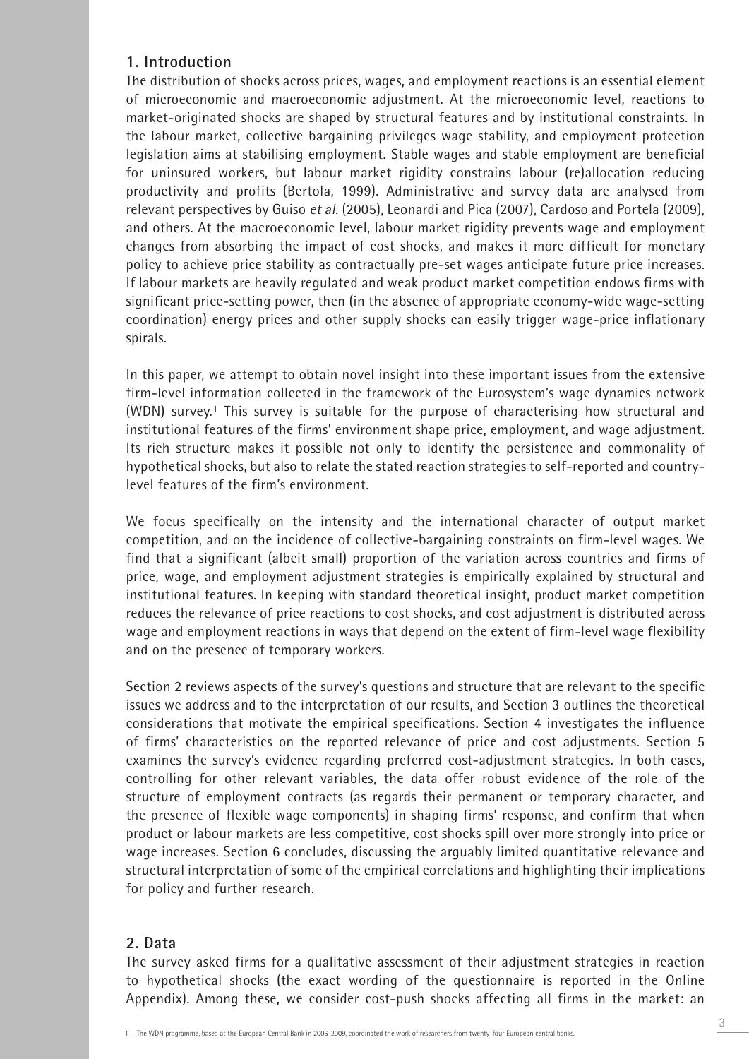## 1. Introduction

The distribution of shocks across prices, wages, and employment reactions is an essential element of microeconomic and macroeconomic adjustment. At the microeconomic level, reactions to market-originated shocks are shaped by structural features and by institutional constraints. In the labour market, collective bargaining privileges wage stability, and employment protection legislation aims at stabilising employment. Stable wages and stable employment are beneficial for uninsured workers, but labour market rigidity constrains labour (re)allocation reducing productivity and profits (Bertola, 1999). Administrative and survey data are analysed from relevant perspectives by Guiso *et al.* (2005), Leonardi and Pica (2007), Cardoso and Portela (2009), and others. At the macroeconomic level, labour market rigidity prevents wage and employment changes from absorbing the impact of cost shocks, and makes it more difficult for monetary policy to achieve price stability as contractually pre-set wages anticipate future price increases. If labour markets are heavily regulated and weak product market competition endows firms with significant price-setting power, then (in the absence of appropriate economy-wide wage-setting coordination) energy prices and other supply shocks can easily trigger wage-price inflationary spirals.

In this paper, we attempt to obtain novel insight into these important issues from the extensive firm-level information collected in the framework of the Eurosystem's wage dynamics network (WDN) survey.[1] This survey is suitable for the purpose of characterising how structural and institutional features of the firms' environment shape price, employment, and wage adjustment. Its rich structure makes it possible not only to identify the persistence and commonality of hypothetical shocks, but also to relate the stated reaction strategies to self-reported and country-level features of the firm's environment.

We focus specifically on the intensity and the international character of output market competition, and on the incidence of collective-bargaining constraints on firm-level wages. We find that a significant (albeit small) proportion of the variation across countries and firms of price, wage, and employment adjustment strategies is empirically explained by structural and institutional features. In keeping with standard theoretical insight, product market competition reduces the relevance of price reactions to cost shocks, and cost adjustment is distributed across wage and employment reactions in ways that depend on the extent of firm-level wage flexibility and on the presence of temporary workers.

Section 2 reviews aspects of the survey's questions and structure that are relevant to the specific issues we address and to the interpretation of our results, and Section 3 outlines the theoretical considerations that motivate the empirical specifications. Section 4 investigates the influence of firms' characteristics on the reported relevance of price and cost adjustments. Section 5 examines the survey's evidence regarding preferred cost-adjustment strategies. In both cases, controlling for other relevant variables, the data offer robust evidence of the role of the structure of employment contracts (as regards their permanent or temporary character, and the presence of flexible wage components) in shaping firms' response, and confirm that when product or labour markets are less competitive, cost shocks spill over more strongly into price or wage increases. Section 6 concludes, discussing the arguably limited quantitative relevance and structural interpretation of some of the empirical correlations and highlighting their implications for policy and further research.

## 2. Data

The survey asked firms for a qualitative assessment of their adjustment strategies in reaction to hypothetical shocks (the exact wording of the questionnaire is reported in the Online Appendix). Among these, we consider cost-push shocks affecting all firms in the market: an

[1] - The WDN programme, based at the European Central Bank in 2006-2009, coordinated the work of researchers from twenty-four European central banks.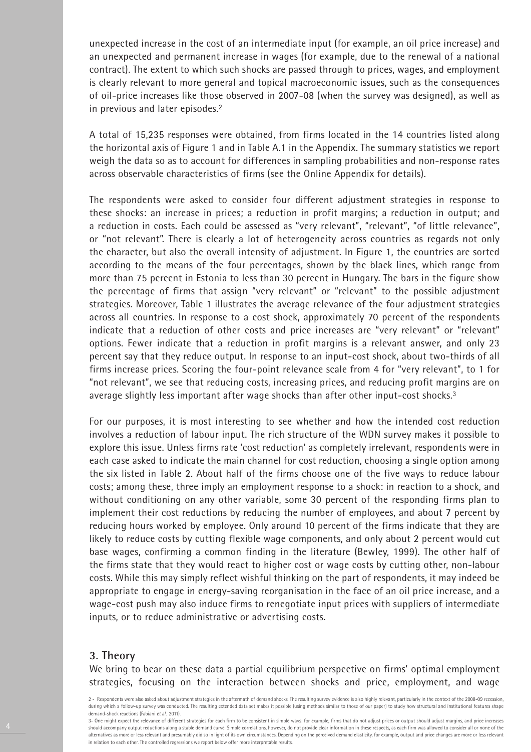unexpected increase in the cost of an intermediate input (for example, an oil price increase) and an unexpected and permanent increase in wages (for example, due to the renewal of a national contract). The extent to which such shocks are passed through to prices, wages, and employment is clearly relevant to more general and topical macroeconomic issues, such as the consequences of oil-price increases like those observed in 2007-08 (when the survey was designed), as well as in previous and later episodes.[2]

A total of 15,235 responses were obtained, from firms located in the 14 countries listed along the horizontal axis of Figure 1 and in Table A.1 in the Appendix. The summary statistics we report weigh the data so as to account for differences in sampling probabilities and non-response rates across observable characteristics of firms (see the Online Appendix for details).

The respondents were asked to consider four different adjustment strategies in response to these shocks: an increase in prices; a reduction in profit margins; a reduction in output; and a reduction in costs. Each could be assessed as "very relevant", "relevant", "of little relevance", or "not relevant". There is clearly a lot of heterogeneity across countries as regards not only the character, but also the overall intensity of adjustment. In Figure 1, the countries are sorted according to the means of the four percentages, shown by the black lines, which range from more than 75 percent in Estonia to less than 30 percent in Hungary. The bars in the figure show the percentage of firms that assign "very relevant" or "relevant" to the possible adjustment strategies. Moreover, Table 1 illustrates the average relevance of the four adjustment strategies across all countries. In response to a cost shock, approximately 70 percent of the respondents indicate that a reduction of other costs and price increases are "very relevant" or "relevant" options. Fewer indicate that a reduction in profit margins is a relevant answer, and only 23 percent say that they reduce output. In response to an input-cost shock, about two-thirds of all firms increase prices. Scoring the four-point relevance scale from 4 for "very relevant", to 1 for "not relevant", we see that reducing costs, increasing prices, and reducing profit margins are on average slightly less important after wage shocks than after other input-cost shocks.[3]

For our purposes, it is most interesting to see whether and how the intended cost reduction involves a reduction of labour input. The rich structure of the WDN survey makes it possible to explore this issue. Unless firms rate 'cost reduction' as completely irrelevant, respondents were in each case asked to indicate the main channel for cost reduction, choosing a single option among the six listed in Table 2. About half of the firms choose one of the five ways to reduce labour costs; among these, three imply an employment response to a shock: in reaction to a shock, and without conditioning on any other variable, some 30 percent of the responding firms plan to implement their cost reductions by reducing the number of employees, and about 7 percent by reducing hours worked by employee. Only around 10 percent of the firms indicate that they are likely to reduce costs by cutting flexible wage components, and only about 2 percent would cut base wages, confirming a common finding in the literature (Bewley, 1999). The other half of the firms state that they would react to higher cost or wage costs by cutting other, non-labour costs. While this may simply reflect wishful thinking on the part of respondents, it may indeed be appropriate to engage in energy-saving reorganisation in the face of an oil price increase, and a wage-cost push may also induce firms to renegotiate input prices with suppliers of intermediate inputs, or to reduce administrative or advertising costs.

## 3. Theory

We bring to bear on these data a partial equilibrium perspective on firms' optimal employment strategies, focusing on the interaction between shocks and price, employment, and wage

2 - Respondents were also asked about adjustment strategies in the aftermath of demand shocks. The resulting survey evidence is also highly relevant, particularly in the context of the 2008-09 recession, during which a follow-up survey was conducted. The resulting extended data set makes it possible (using methods similar to those of our paper) to study how structural and institutional features shape demand-shock reactions (Fabiani *et al.*, 2011).

3- One might expect the relevance of different strategies for each firm to be consistent in simple ways: for example, firms that do not adjust prices or output should adjust margins, and price increases should accompany output reductions along a stable demand curve. Simple correlations, however, do not provide clear information in these respects, as each firm was allowed to consider all or none of the alternatives as more or less relevant and presumably did so in light of its own circumstances. Depending on the perceived demand elasticity, for example, output and price changes are more or less relevant in relation to each other. The controlled regressions we report below offer more interpretable results.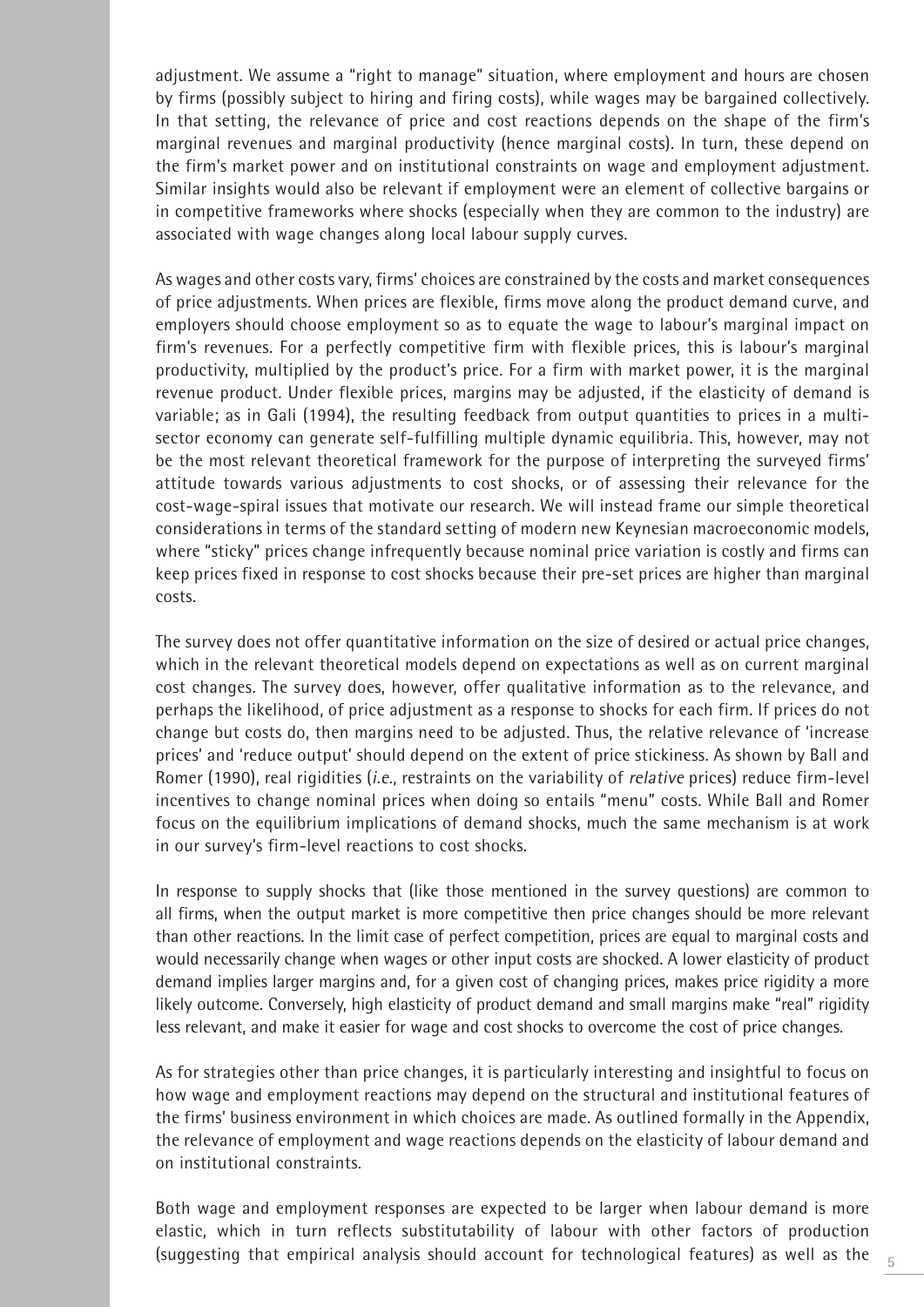adjustment. We assume a "right to manage" situation, where employment and hours are chosen by firms (possibly subject to hiring and firing costs), while wages may be bargained collectively. In that setting, the relevance of price and cost reactions depends on the shape of the firm's marginal revenues and marginal productivity (hence marginal costs). In turn, these depend on the firm's market power and on institutional constraints on wage and employment adjustment. Similar insights would also be relevant if employment were an element of collective bargains or in competitive frameworks where shocks (especially when they are common to the industry) are associated with wage changes along local labour supply curves.

As wages and other costs vary, firms' choices are constrained by the costs and market consequences of price adjustments. When prices are flexible, firms move along the product demand curve, and employers should choose employment so as to equate the wage to labour's marginal impact on firm's revenues. For a perfectly competitive firm with flexible prices, this is labour's marginal productivity, multiplied by the product's price. For a firm with market power, it is the marginal revenue product. Under flexible prices, margins may be adjusted, if the elasticity of demand is variable; as in Gali (1994), the resulting feedback from output quantities to prices in a multi-sector economy can generate self-fulfilling multiple dynamic equilibria. This, however, may not be the most relevant theoretical framework for the purpose of interpreting the surveyed firms' attitude towards various adjustments to cost shocks, or of assessing their relevance for the cost-wage-spiral issues that motivate our research. We will instead frame our simple theoretical considerations in terms of the standard setting of modern new Keynesian macroeconomic models, where "sticky" prices change infrequently because nominal price variation is costly and firms can keep prices fixed in response to cost shocks because their pre-set prices are higher than marginal costs.

The survey does not offer quantitative information on the size of desired or actual price changes, which in the relevant theoretical models depend on expectations as well as on current marginal cost changes. The survey does, however, offer qualitative information as to the relevance, and perhaps the likelihood, of price adjustment as a response to shocks for each firm. If prices do not change but costs do, then margins need to be adjusted. Thus, the relative relevance of 'increase prices' and 'reduce output' should depend on the extent of price stickiness. As shown by Ball and Romer (1990), real rigidities (*i.e.*, restraints on the variability of *relative* prices) reduce firm-level incentives to change nominal prices when doing so entails "menu" costs. While Ball and Romer focus on the equilibrium implications of demand shocks, much the same mechanism is at work in our survey's firm-level reactions to cost shocks.

In response to supply shocks that (like those mentioned in the survey questions) are common to all firms, when the output market is more competitive then price changes should be more relevant than other reactions. In the limit case of perfect competition, prices are equal to marginal costs and would necessarily change when wages or other input costs are shocked. A lower elasticity of product demand implies larger margins and, for a given cost of changing prices, makes price rigidity a more likely outcome. Conversely, high elasticity of product demand and small margins make "real" rigidity less relevant, and make it easier for wage and cost shocks to overcome the cost of price changes.

As for strategies other than price changes, it is particularly interesting and insightful to focus on how wage and employment reactions may depend on the structural and institutional features of the firms' business environment in which choices are made. As outlined formally in the Appendix, the relevance of employment and wage reactions depends on the elasticity of labour demand and on institutional constraints.

Both wage and employment responses are expected to be larger when labour demand is more elastic, which in turn reflects substitutability of labour with other factors of production (suggesting that empirical analysis should account for technological features) as well as the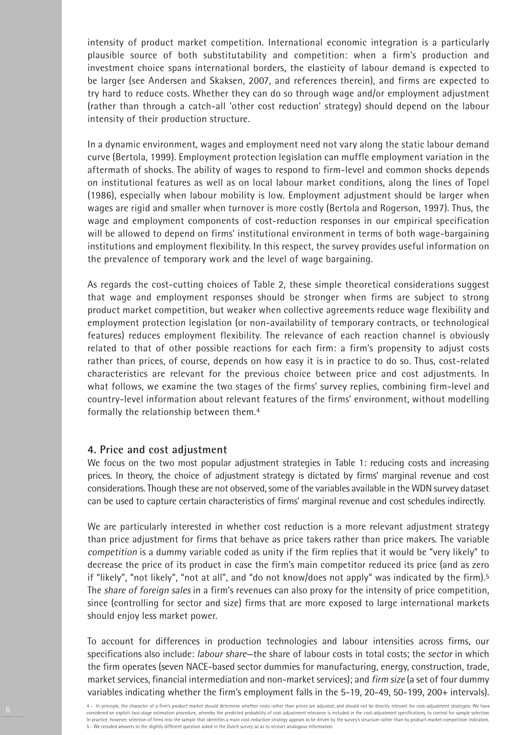intensity of product market competition. International economic integration is a particularly plausible source of both substitutability and competition: when a firm's production and investment choice spans international borders, the elasticity of labour demand is expected to be larger (see Andersen and Skaksen, 2007, and references therein), and firms are expected to try hard to reduce costs. Whether they can do so through wage and/or employment adjustment (rather than through a catch-all 'other cost reduction' strategy) should depend on the labour intensity of their production structure.

In a dynamic environment, wages and employment need not vary along the static labour demand curve (Bertola, 1999). Employment protection legislation can muffle employment variation in the aftermath of shocks. The ability of wages to respond to firm-level and common shocks depends on institutional features as well as on local labour market conditions, along the lines of Topel (1986), especially when labour mobility is low. Employment adjustment should be larger when wages are rigid and smaller when turnover is more costly (Bertola and Rogerson, 1997). Thus, the wage and employment components of cost-reduction responses in our empirical specification will be allowed to depend on firms' institutional environment in terms of both wage-bargaining institutions and employment flexibility. In this respect, the survey provides useful information on the prevalence of temporary work and the level of wage bargaining.

As regards the cost-cutting choices of Table 2, these simple theoretical considerations suggest that wage and employment responses should be stronger when firms are subject to strong product market competition, but weaker when collective agreements reduce wage flexibility and employment protection legislation (or non-availability of temporary contracts, or technological features) reduces employment flexibility. The relevance of each reaction channel is obviously related to that of other possible reactions for each firm: a firm's propensity to adjust costs rather than prices, of course, depends on how easy it is in practice to do so. Thus, cost-related characteristics are relevant for the previous choice between price and cost adjustments. In what follows, we examine the two stages of the firms' survey replies, combining firm-level and country-level information about relevant features of the firms' environment, without modelling formally the relationship between them.[4]

## 4. Price and cost adjustment

We focus on the two most popular adjustment strategies in Table 1: reducing costs and increasing prices. In theory, the choice of adjustment strategy is dictated by firms' marginal revenue and cost considerations. Though these are not observed, some of the variables available in the WDN survey dataset can be used to capture certain characteristics of firms' marginal revenue and cost schedules indirectly.

We are particularly interested in whether cost reduction is a more relevant adjustment strategy than price adjustment for firms that behave as price takers rather than price makers. The variable *competition* is a dummy variable coded as unity if the firm replies that it would be "very likely" to decrease the price of its product in case the firm's main competitor reduced its price (and as zero if "likely", "not likely", "not at all", and "do not know/does not apply" was indicated by the firm).[5] The *share of foreign sales* in a firm's revenues can also proxy for the intensity of price competition, since (controlling for sector and size) firms that are more exposed to large international markets should enjoy less market power.

To account for differences in production technologies and labour intensities across firms, our specifications also include: *labour share*—the share of labour costs in total costs; the *sector* in which the firm operates (seven NACE-based sector dummies for manufacturing, energy, construction, trade, market services, financial intermediation and non-market services); and *firm size* (a set of four dummy variables indicating whether the firm's employment falls in the 5-19, 20-49, 50-199, 200+ intervals).

4 - In principle, the character of a firm's product market should determine whether costs rather than prices are adjusted, and should not be directly relevant for cost-adjustment strategies. We have considered an explicit two-stage estimation procedure, whereby the predicted probability of cost-adjustment relevance is included in the cost-adjustment specifications, to control for sample selection. In practice, however, selection of firms into the sample that identifies a main cost-reduction strategy appears to be driven by the survey's structure rather than by product-market competition indicators.

5 - We recoded answers to the slightly different question asked in the Dutch survey so as to recover analogous information.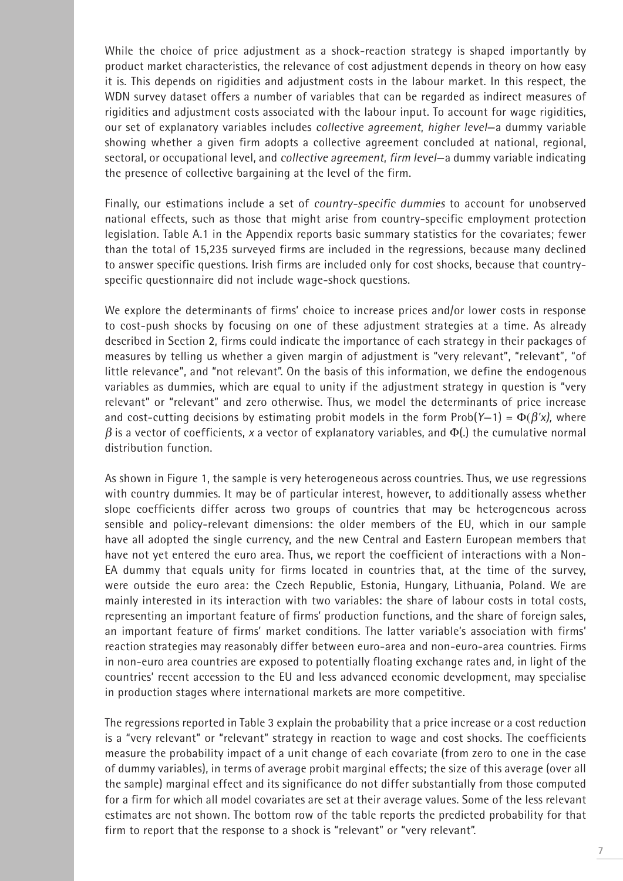While the choice of price adjustment as a shock-reaction strategy is shaped importantly by product market characteristics, the relevance of cost adjustment depends in theory on how easy it is. This depends on rigidities and adjustment costs in the labour market. In this respect, the WDN survey dataset offers a number of variables that can be regarded as indirect measures of rigidities and adjustment costs associated with the labour input. To account for wage rigidities, our set of explanatory variables includes *collective agreement, higher level*—a dummy variable showing whether a given firm adopts a collective agreement concluded at national, regional, sectoral, or occupational level, and *collective agreement, firm level*—a dummy variable indicating the presence of collective bargaining at the level of the firm.

Finally, our estimations include a set of *country-specific dummies* to account for unobserved national effects, such as those that might arise from country-specific employment protection legislation. Table A.1 in the Appendix reports basic summary statistics for the covariates; fewer than the total of 15,235 surveyed firms are included in the regressions, because many declined to answer specific questions. Irish firms are included only for cost shocks, because that country-specific questionnaire did not include wage-shock questions.

We explore the determinants of firms' choice to increase prices and/or lower costs in response to cost-push shocks by focusing on one of these adjustment strategies at a time. As already described in Section 2, firms could indicate the importance of each strategy in their packages of measures by telling us whether a given margin of adjustment is "very relevant", "relevant", "of little relevance", and "not relevant". On the basis of this information, we define the endogenous variables as dummies, which are equal to unity if the adjustment strategy in question is "very relevant" or "relevant" and zero otherwise. Thus, we model the determinants of price increase and cost-cutting decisions by estimating probit models in the form $\text{Prob}(Y=1) = \Phi(\beta' x)$, where $\beta$ is a vector of coefficients, $x$ a vector of explanatory variables, and $\Phi(.)$ the cumulative normal distribution function.

As shown in Figure 1, the sample is very heterogeneous across countries. Thus, we use regressions with country dummies. It may be of particular interest, however, to additionally assess whether slope coefficients differ across two groups of countries that may be heterogeneous across sensible and policy-relevant dimensions: the older members of the EU, which in our sample have all adopted the single currency, and the new Central and Eastern European members that have not yet entered the euro area. Thus, we report the coefficient of interactions with a Non-EA dummy that equals unity for firms located in countries that, at the time of the survey, were outside the euro area: the Czech Republic, Estonia, Hungary, Lithuania, Poland. We are mainly interested in its interaction with two variables: the share of labour costs in total costs, representing an important feature of firms' production functions, and the share of foreign sales, an important feature of firms' market conditions. The latter variable's association with firms' reaction strategies may reasonably differ between euro-area and non-euro-area countries. Firms in non-euro area countries are exposed to potentially floating exchange rates and, in light of the countries' recent accession to the EU and less advanced economic development, may specialise in production stages where international markets are more competitive.

The regressions reported in Table 3 explain the probability that a price increase or a cost reduction is a "very relevant" or "relevant" strategy in reaction to wage and cost shocks. The coefficients measure the probability impact of a unit change of each covariate (from zero to one in the case of dummy variables), in terms of average probit marginal effects; the size of this average (over all the sample) marginal effect and its significance do not differ substantially from those computed for a firm for which all model covariates are set at their average values. Some of the less relevant estimates are not shown. The bottom row of the table reports the predicted probability for that firm to report that the response to a shock is "relevant" or "very relevant".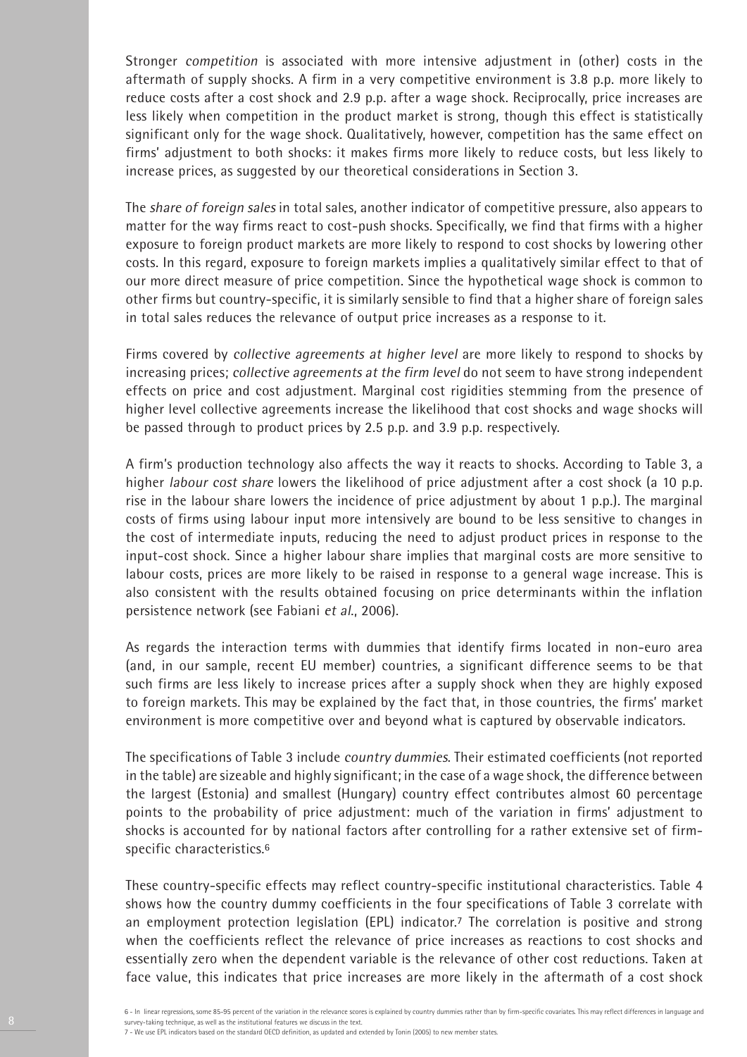Stronger *competition* is associated with more intensive adjustment in (other) costs in the aftermath of supply shocks. A firm in a very competitive environment is 3.8 p.p. more likely to reduce costs after a cost shock and 2.9 p.p. after a wage shock. Reciprocally, price increases are less likely when competition in the product market is strong, though this effect is statistically significant only for the wage shock. Qualitatively, however, competition has the same effect on firms' adjustment to both shocks: it makes firms more likely to reduce costs, but less likely to increase prices, as suggested by our theoretical considerations in Section 3.

The *share of foreign sales* in total sales, another indicator of competitive pressure, also appears to matter for the way firms react to cost-push shocks. Specifically, we find that firms with a higher exposure to foreign product markets are more likely to respond to cost shocks by lowering other costs. In this regard, exposure to foreign markets implies a qualitatively similar effect to that of our more direct measure of price competition. Since the hypothetical wage shock is common to other firms but country-specific, it is similarly sensible to find that a higher share of foreign sales in total sales reduces the relevance of output price increases as a response to it.

Firms covered by *collective agreements at higher level* are more likely to respond to shocks by increasing prices; *collective agreements at the firm level* do not seem to have strong independent effects on price and cost adjustment. Marginal cost rigidities stemming from the presence of higher level collective agreements increase the likelihood that cost shocks and wage shocks will be passed through to product prices by 2.5 p.p. and 3.9 p.p. respectively.

A firm's production technology also affects the way it reacts to shocks. According to Table 3, a higher *labour cost share* lowers the likelihood of price adjustment after a cost shock (a 10 p.p. rise in the labour share lowers the incidence of price adjustment by about 1 p.p.). The marginal costs of firms using labour input more intensively are bound to be less sensitive to changes in the cost of intermediate inputs, reducing the need to adjust product prices in response to the input-cost shock. Since a higher labour share implies that marginal costs are more sensitive to labour costs, prices are more likely to be raised in response to a general wage increase. This is also consistent with the results obtained focusing on price determinants within the inflation persistence network (see Fabiani *et al*., 2006).

As regards the interaction terms with dummies that identify firms located in non-euro area (and, in our sample, recent EU member) countries, a significant difference seems to be that such firms are less likely to increase prices after a supply shock when they are highly exposed to foreign markets. This may be explained by the fact that, in those countries, the firms' market environment is more competitive over and beyond what is captured by observable indicators.

The specifications of Table 3 include *country dummies*. Their estimated coefficients (not reported in the table) are sizeable and highly significant; in the case of a wage shock, the difference between the largest (Estonia) and smallest (Hungary) country effect contributes almost 60 percentage points to the probability of price adjustment: much of the variation in firms' adjustment to shocks is accounted for by national factors after controlling for a rather extensive set of firm-specific characteristics.[6]

These country-specific effects may reflect country-specific institutional characteristics. Table 4 shows how the country dummy coefficients in the four specifications of Table 3 correlate with an employment protection legislation (EPL) indicator.[7] The correlation is positive and strong when the coefficients reflect the relevance of price increases as reactions to cost shocks and essentially zero when the dependent variable is the relevance of other cost reductions. Taken at face value, this indicates that price increases are more likely in the aftermath of a cost shock

6 - In linear regressions, some 85-95 percent of the variation in the relevance scores is explained by country dummies rather than by firm-specific covariates. This may reflect differences in language and survey-taking technique, as well as the institutional features we discuss in the text.

7 - We use EPL indicators based on the standard OECD definition, as updated and extended by Tonin (2005) to new member states.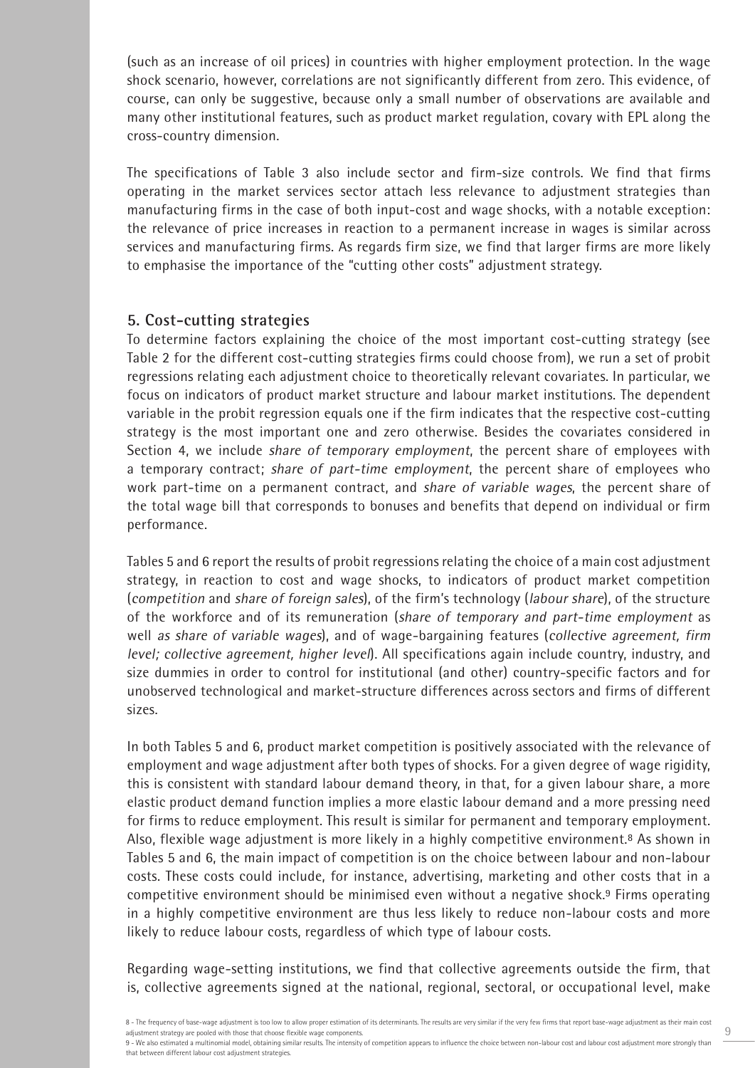(such as an increase of oil prices) in countries with higher employment protection. In the wage shock scenario, however, correlations are not significantly different from zero. This evidence, of course, can only be suggestive, because only a small number of observations are available and many other institutional features, such as product market regulation, covary with EPL along the cross-country dimension.

The specifications of Table 3 also include sector and firm-size controls. We find that firms operating in the market services sector attach less relevance to adjustment strategies than manufacturing firms in the case of both input-cost and wage shocks, with a notable exception: the relevance of price increases in reaction to a permanent increase in wages is similar across services and manufacturing firms. As regards firm size, we find that larger firms are more likely to emphasise the importance of the "cutting other costs" adjustment strategy.

## 5. Cost-cutting strategies

To determine factors explaining the choice of the most important cost-cutting strategy (see Table 2 for the different cost-cutting strategies firms could choose from), we run a set of probit regressions relating each adjustment choice to theoretically relevant covariates. In particular, we focus on indicators of product market structure and labour market institutions. The dependent variable in the probit regression equals one if the firm indicates that the respective cost-cutting strategy is the most important one and zero otherwise. Besides the covariates considered in Section 4, we include *share of temporary employment*, the percent share of employees with a temporary contract; *share of part-time employment*, the percent share of employees who work part-time on a permanent contract, and *share of variable wages*, the percent share of the total wage bill that corresponds to bonuses and benefits that depend on individual or firm performance.

Tables 5 and 6 report the results of probit regressions relating the choice of a main cost adjustment strategy, in reaction to cost and wage shocks, to indicators of product market competition (*competition* and *share of foreign sales*), of the firm's technology (*labour share*), of the structure of the workforce and of its remuneration (*share of temporary and part-time employment* as well *as share of variable wages*), and of wage-bargaining features (*collective agreement, firm level; collective agreement, higher level*). All specifications again include country, industry, and size dummies in order to control for institutional (and other) country-specific factors and for unobserved technological and market-structure differences across sectors and firms of different sizes.

In both Tables 5 and 6, product market competition is positively associated with the relevance of employment and wage adjustment after both types of shocks. For a given degree of wage rigidity, this is consistent with standard labour demand theory, in that, for a given labour share, a more elastic product demand function implies a more elastic labour demand and a more pressing need for firms to reduce employment. This result is similar for permanent and temporary employment. Also, flexible wage adjustment is more likely in a highly competitive environment.[8] As shown in Tables 5 and 6, the main impact of competition is on the choice between labour and non-labour costs. These costs could include, for instance, advertising, marketing and other costs that in a competitive environment should be minimised even without a negative shock.[9] Firms operating in a highly competitive environment are thus less likely to reduce non-labour costs and more likely to reduce labour costs, regardless of which type of labour costs.

Regarding wage-setting institutions, we find that collective agreements outside the firm, that is, collective agreements signed at the national, regional, sectoral, or occupational level, make

8 - The frequency of base-wage adjustment is too low to allow proper estimation of its determinants. The results are very similar if the very few firms that report base-wage adjustment as their main cost adjustment strategy are pooled with those that choose flexible wage components.

9 - We also estimated a multinomial model, obtaining similar results. The intensity of competition appears to influence the choice between non-labour cost and labour cost adjustment more strongly than that between different labour cost adjustment strategies.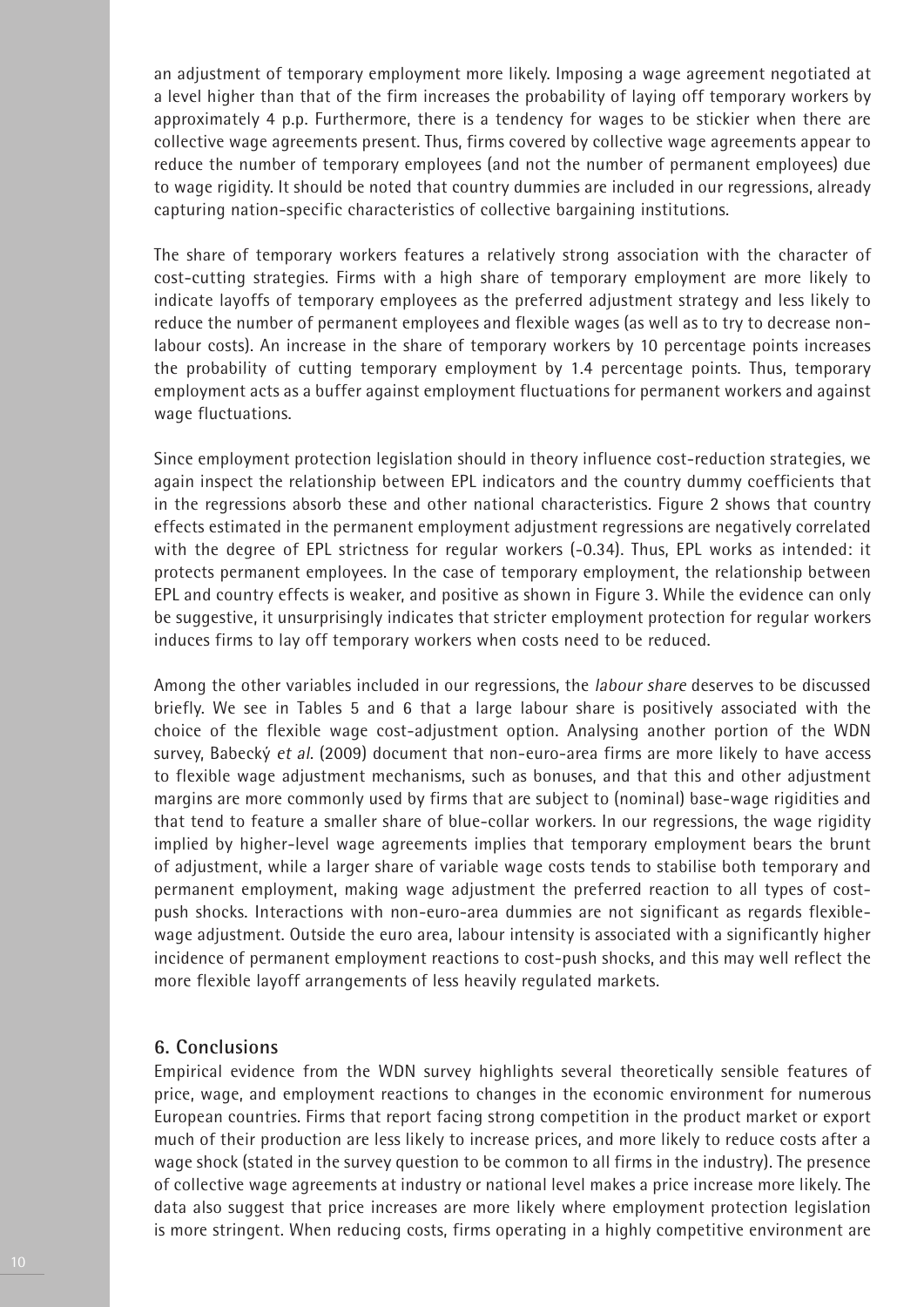an adjustment of temporary employment more likely. Imposing a wage agreement negotiated at a level higher than that of the firm increases the probability of laying off temporary workers by approximately 4 p.p. Furthermore, there is a tendency for wages to be stickier when there are collective wage agreements present. Thus, firms covered by collective wage agreements appear to reduce the number of temporary employees (and not the number of permanent employees) due to wage rigidity. It should be noted that country dummies are included in our regressions, already capturing nation-specific characteristics of collective bargaining institutions.

The share of temporary workers features a relatively strong association with the character of cost-cutting strategies. Firms with a high share of temporary employment are more likely to indicate layoffs of temporary employees as the preferred adjustment strategy and less likely to reduce the number of permanent employees and flexible wages (as well as to try to decrease non-labour costs). An increase in the share of temporary workers by 10 percentage points increases the probability of cutting temporary employment by 1.4 percentage points. Thus, temporary employment acts as a buffer against employment fluctuations for permanent workers and against wage fluctuations.

Since employment protection legislation should in theory influence cost-reduction strategies, we again inspect the relationship between EPL indicators and the country dummy coefficients that in the regressions absorb these and other national characteristics. Figure 2 shows that country effects estimated in the permanent employment adjustment regressions are negatively correlated with the degree of EPL strictness for regular workers (-0.34). Thus, EPL works as intended: it protects permanent employees. In the case of temporary employment, the relationship between EPL and country effects is weaker, and positive as shown in Figure 3. While the evidence can only be suggestive, it unsurprisingly indicates that stricter employment protection for regular workers induces firms to lay off temporary workers when costs need to be reduced.

Among the other variables included in our regressions, the *labour share* deserves to be discussed briefly. We see in Tables 5 and 6 that a large labour share is positively associated with the choice of the flexible wage cost-adjustment option. Analysing another portion of the WDN survey, Babecký *et al.* (2009) document that non-euro-area firms are more likely to have access to flexible wage adjustment mechanisms, such as bonuses, and that this and other adjustment margins are more commonly used by firms that are subject to (nominal) base-wage rigidities and that tend to feature a smaller share of blue-collar workers. In our regressions, the wage rigidity implied by higher-level wage agreements implies that temporary employment bears the brunt of adjustment, while a larger share of variable wage costs tends to stabilise both temporary and permanent employment, making wage adjustment the preferred reaction to all types of cost-push shocks. Interactions with non-euro-area dummies are not significant as regards flexible-wage adjustment. Outside the euro area, labour intensity is associated with a significantly higher incidence of permanent employment reactions to cost-push shocks, and this may well reflect the more flexible layoff arrangements of less heavily regulated markets.

## 6. Conclusions

Empirical evidence from the WDN survey highlights several theoretically sensible features of price, wage, and employment reactions to changes in the economic environment for numerous European countries. Firms that report facing strong competition in the product market or export much of their production are less likely to increase prices, and more likely to reduce costs after a wage shock (stated in the survey question to be common to all firms in the industry). The presence of collective wage agreements at industry or national level makes a price increase more likely. The data also suggest that price increases are more likely where employment protection legislation is more stringent. When reducing costs, firms operating in a highly competitive environment are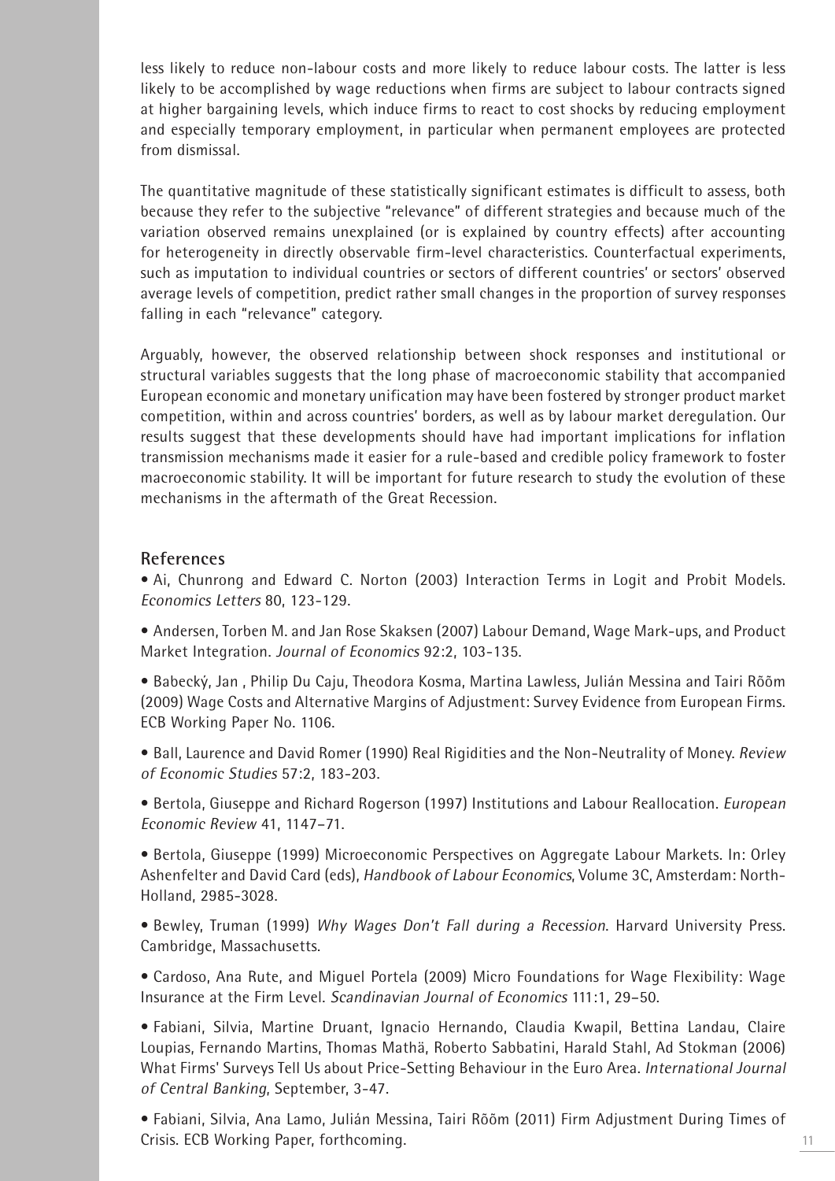less likely to reduce non-labour costs and more likely to reduce labour costs. The latter is less likely to be accomplished by wage reductions when firms are subject to labour contracts signed at higher bargaining levels, which induce firms to react to cost shocks by reducing employment and especially temporary employment, in particular when permanent employees are protected from dismissal.

The quantitative magnitude of these statistically significant estimates is difficult to assess, both because they refer to the subjective "relevance" of different strategies and because much of the variation observed remains unexplained (or is explained by country effects) after accounting for heterogeneity in directly observable firm-level characteristics. Counterfactual experiments, such as imputation to individual countries or sectors of different countries' or sectors' observed average levels of competition, predict rather small changes in the proportion of survey responses falling in each "relevance" category.

Arguably, however, the observed relationship between shock responses and institutional or structural variables suggests that the long phase of macroeconomic stability that accompanied European economic and monetary unification may have been fostered by stronger product market competition, within and across countries' borders, as well as by labour market deregulation. Our results suggest that these developments should have had important implications for inflation transmission mechanisms made it easier for a rule-based and credible policy framework to foster macroeconomic stability. It will be important for future research to study the evolution of these mechanisms in the aftermath of the Great Recession.

## References

- Ai, Chunrong and Edward C. Norton (2003) Interaction Terms in Logit and Probit Models. *Economics Letters* 80, 123-129.
- Andersen, Torben M. and Jan Rose Skaksen (2007) Labour Demand, Wage Mark-ups, and Product Market Integration. *Journal of Economics* 92:2, 103-135.
- Babecký, Jan , Philip Du Caju, Theodora Kosma, Martina Lawless, Julián Messina and Tairi Rõõm (2009) Wage Costs and Alternative Margins of Adjustment: Survey Evidence from European Firms. ECB Working Paper No. 1106.
- Ball, Laurence and David Romer (1990) Real Rigidities and the Non-Neutrality of Money. *Review of Economic Studies* 57:2, 183-203.
- Bertola, Giuseppe and Richard Rogerson (1997) Institutions and Labour Reallocation. *European Economic Review* 41, 1147–71.
- Bertola, Giuseppe (1999) Microeconomic Perspectives on Aggregate Labour Markets. In: Orley Ashenfelter and David Card (eds), *Handbook of Labour Economics*, Volume 3C, Amsterdam: North-Holland, 2985-3028.
- Bewley, Truman (1999) *Why Wages Don't Fall during a Recession*. Harvard University Press. Cambridge, Massachusetts.
- Cardoso, Ana Rute, and Miguel Portela (2009) Micro Foundations for Wage Flexibility: Wage Insurance at the Firm Level. *Scandinavian Journal of Economics* 111:1, 29–50.
- Fabiani, Silvia, Martine Druant, Ignacio Hernando, Claudia Kwapil, Bettina Landau, Claire Loupias, Fernando Martins, Thomas Mathä, Roberto Sabbatini, Harald Stahl, Ad Stokman (2006) What Firms' Surveys Tell Us about Price-Setting Behaviour in the Euro Area. *International Journal of Central Banking*, September, 3-47.
- Fabiani, Silvia, Ana Lamo, Julián Messina, Tairi Rõõm (2011) Firm Adjustment During Times of Crisis. ECB Working Paper, forthcoming.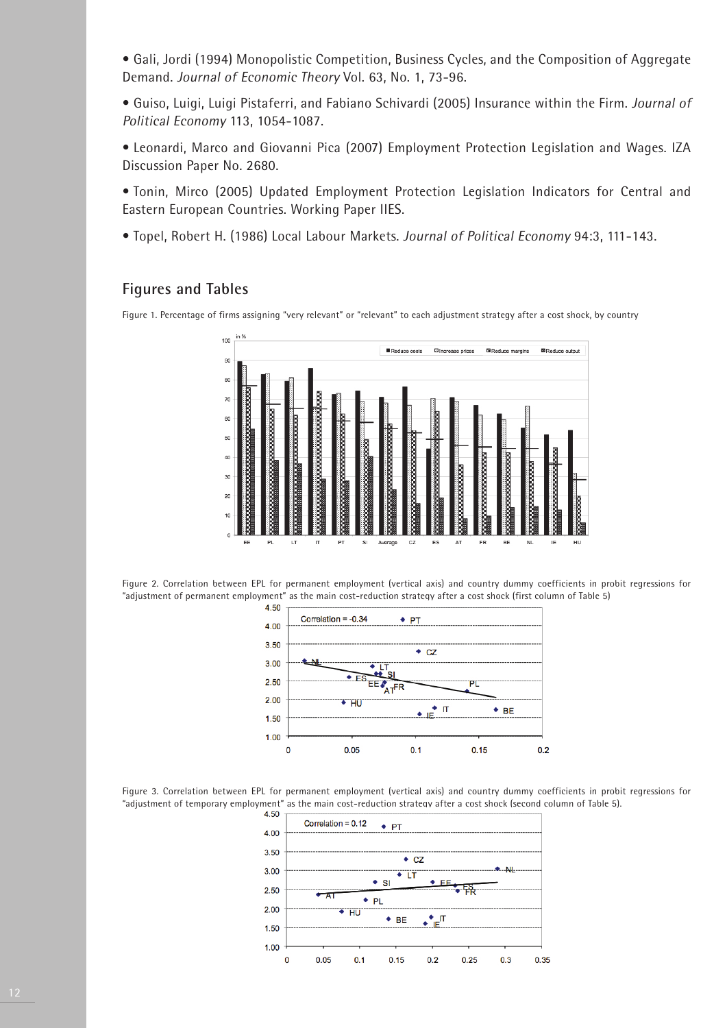- Gali, Jordi (1994) Monopolistic Competition, Business Cycles, and the Composition of Aggregate Demand. *Journal of Economic Theory* Vol. 63, No. 1, 73-96.
- Guiso, Luigi, Luigi Pistaferri, and Fabiano Schivardi (2005) Insurance within the Firm. *Journal of Political Economy* 113, 1054-1087.
- Leonardi, Marco and Giovanni Pica (2007) Employment Protection Legislation and Wages. IZA Discussion Paper No. 2680.
- Tonin, Mirco (2005) Updated Employment Protection Legislation Indicators for Central and Eastern European Countries. Working Paper IIES.
- Topel, Robert H. (1986) Local Labour Markets. *Journal of Political Economy* 94:3, 111-143.

## Figures and Tables

Figure 1. Percentage of firms assigning "very relevant" or "relevant" to each adjustment strategy after a cost shock, by country

Figure 2. Correlation between EPL for permanent employment (vertical axis) and country dummy coefficients in probit regressions for "adjustment of permanent employment" as the main cost-reduction strategy after a cost shock (first column of Table 5)

Figure 3. Correlation between EPL for permanent employment (vertical axis) and country dummy coefficients in probit regressions for "adjustment of temporary employment" as the main cost-reduction strategy after a cost shock (second column of Table 5).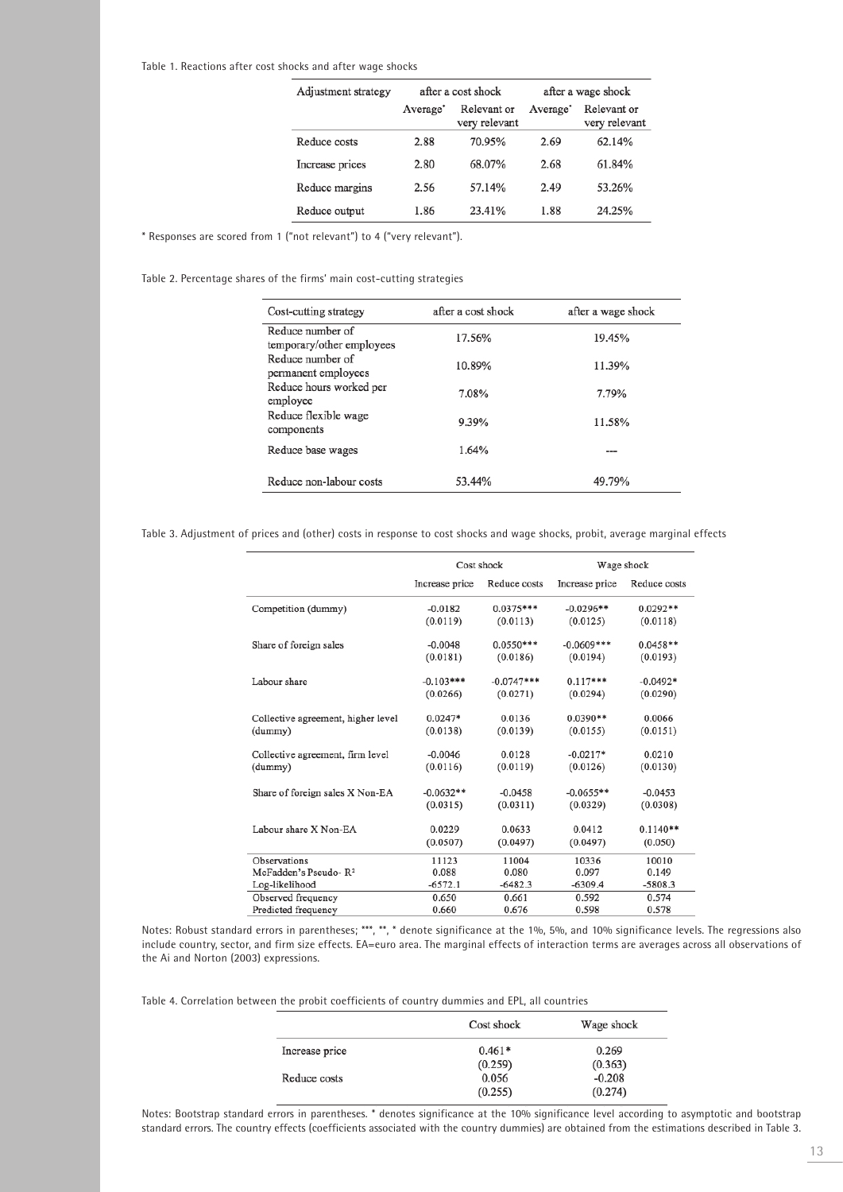Table 1. Reactions after cost shocks and after wage shocks

| Adjustment strategy | after a cost shock | | after a wage shock | |
|---|---|---|---|---|
| | Average* | Relevant or very relevant | Average* | Relevant or very relevant |
| Reduce costs | 2.88 | 70.95% | 2.69 | 62.14% |
| Increase prices | 2.80 | 68.07% | 2.68 | 61.84% |
| Reduce margins | 2.56 | 57.14% | 2.49 | 53.26% |
| Reduce output | 1.86 | 23.41% | 1.88 | 24.25% |

* Responses are scored from 1 ("not relevant") to 4 ("very relevant").

Table 2. Percentage shares of the firms' main cost-cutting strategies

| Cost-cutting strategy | after a cost shock | after a wage shock |
|---|---|---|
| Reduce number of temporary/other employees | 17.56% | 19.45% |
| Reduce number of permanent employees | 10.89% | 11.39% |
| Reduce hours worked per employee | 7.08% | 7.79% |
| Reduce flexible wage components | 9.39% | 11.58% |
| Reduce base wages | 1.64% | --- |
| Reduce non-labour costs | 53.44% | 49.79% |

Table 3. Adjustment of prices and (other) costs in response to cost shocks and wage shocks, probit, average marginal effects

| | Cost shock | | Wage shock | |
|---|---|---|---|---|
| | Increase price | Reduce costs | Increase price | Reduce costs |
| Competition (dummy) | -0.0182 | 0.0375*** | -0.0296** | 0.0292** |
| | (0.0119) | (0.0113) | (0.0125) | (0.0118) |
| Share of foreign sales | -0.0048 | 0.0550*** | -0.0609*** | 0.0458** |
| | (0.0181) | (0.0186) | (0.0194) | (0.0193) |
| Labour share | -0.103*** | -0.0747*** | 0.117*** | -0.0492* |
| | (0.0266) | (0.0271) | (0.0294) | (0.0290) |
| Collective agreement, higher level (dummy) | 0.0247* | 0.0136 | 0.0390** | 0.0066 |
| | (0.0138) | (0.0139) | (0.0155) | (0.0151) |
| Collective agreement, firm level (dummy) | -0.0046 | 0.0128 | -0.0217* | 0.0210 |
| | (0.0116) | (0.0119) | (0.0126) | (0.0130) |
| Share of foreign sales X Non-EA | -0.0632** | -0.0458 | -0.0655** | -0.0453 |
| | (0.0315) | (0.0311) | (0.0329) | (0.0308) |
| Labour share X Non-EA | 0.0229 | 0.0633 | 0.0412 | 0.1140** |
| | (0.0507) | (0.0497) | (0.0497) | (0.050) |
| Observations | 11123 | 11004 | 10336 | 10010 |
| McFadden's Pseudo- $R^2$ | 0.088 | 0.080 | 0.097 | 0.149 |
| Log-likelihood | -6572.1 | -6482.3 | -6309.4 | -5808.3 |
| Observed frequency | 0.650 | 0.661 | 0.592 | 0.574 |
| Predicted frequency | 0.660 | 0.676 | 0.598 | 0.578 |

Notes: Robust standard errors in parentheses; ***, **, * denote significance at the 1%, 5%, and 10% significance levels. The regressions also include country, sector, and firm size effects. EA=euro area. The marginal effects of interaction terms are averages across all observations of the Ai and Norton (2003) expressions.

Table 4. Correlation between the probit coefficients of country dummies and EPL, all countries

| | Cost shock | Wage shock |
|---|---|---|
| Increase price | 0.461* | 0.269 |
| | (0.259) | (0.363) |
| Reduce costs | 0.056 | -0.208 |
| | (0.255) | (0.274) |

Notes: Bootstrap standard errors in parentheses. * denotes significance at the 10% significance level according to asymptotic and bootstrap standard errors. The country effects (coefficients associated with the country dummies) are obtained from the estimations described in Table 3.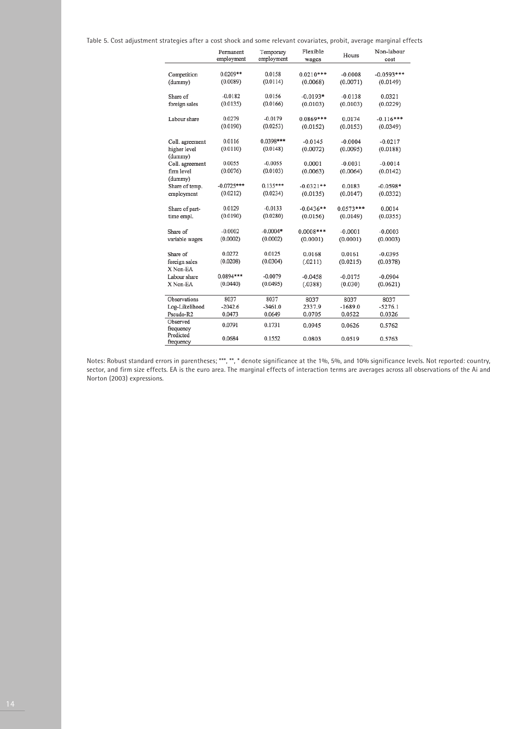Table 5. Cost adjustment strategies after a cost shock and some relevant covariates, probit, average marginal effects

| | Permanent employment | Temporary employment | Flexible wages | Hours | Non-labour cost |
|---|---|---|---|---|---|
| Competition (dummy) | 0.0209** (0.0089) | 0.0158 (0.0114) | 0.0210*** (0.0068) | -0.0008 (0.0071) | -0.0593*** (0.0149) |
| Share of foreign sales | -0.0182 (0.0135) | 0.0156 (0.0166) | -0.0193* (0.0103) | -0.0138 (0.0103) | 0.0321 (0.0229) |
| Labour share | 0.0279 (0.0190) | -0.0179 (0.0253) | 0.0869*** (0.0152) | 0.0174 (0.0153) | -0.116*** (0.0349) |
| Coll. agreement higher level (dummy) | 0.0116 (0.0110) | 0.0398*** (0.0148) | -0.0145 (0.0072) | -0.0004 (0.0095) | -0.0217 (0.0188) |
| Coll. agreement firm level (dummy) | 0.0055 (0.0076) | -0.0055 (0.0103) | 0.0001 (0.0063) | -0.0031 (0.0064) | -0.0014 (0.0142) |
| Share of temp. employment | -0.0725*** (0.0212) | 0.135*** (0.0234) | -0.0321** (0.0135) | 0.0183 (0.0147) | -0.0598* (0.0332) |
| Share of part-time empl. | 0.0129 (0.0190) | -0.0133 (0.0280) | -0.0436** (0.0156) | 0.0573*** (0.0149) | 0.0014 (0.0355) |
| Share of variable wages | -0.0002 (0.0002) | -0.0004* (0.0002) | 0.0008*** (0.0001) | -0.0001 (0.0001) | -0.0003 (0.0003) |
| Share of foreign sales X Non-EA | 0.0272 (0.0208) | 0.0125 (0.0304) | 0.0168 (.0211) | 0.0161 (0.0215) | -0.0395 (0.0378) |
| Labour share X Non-EA | 0.0894*** (0.0440) | -0.0079 (0.0495) | -0.0458 (.0388) | -0.0175 (0.030) | -0.0904 (0.0621) |
| Observations | 8037 | 8037 | 8037 | 8037 | 8037 |
| Log-Likelihood | -2042.6 | -3461.0 | 2337.9 | -1689.0 | -5276.1 |
| Pseudo-R2 | 0.0473 | 0.0649 | 0.0705 | 0.0522 | 0.0326 |
| Observed frequency | 0.0791 | 0.1731 | 0.0945 | 0.0626 | 0.5762 |
| Predicted frequency | 0.0684 | 0.1552 | 0.0803 | 0.0519 | 0.5763 |

Notes: Robust standard errors in parentheses; ***, **, * denote significance at the 1%, 5%, and 10% significance levels. Not reported: country, sector, and firm size effects. EA is the euro area. The marginal effects of interaction terms are averages across all observations of the Ai and Norton (2003) expressions.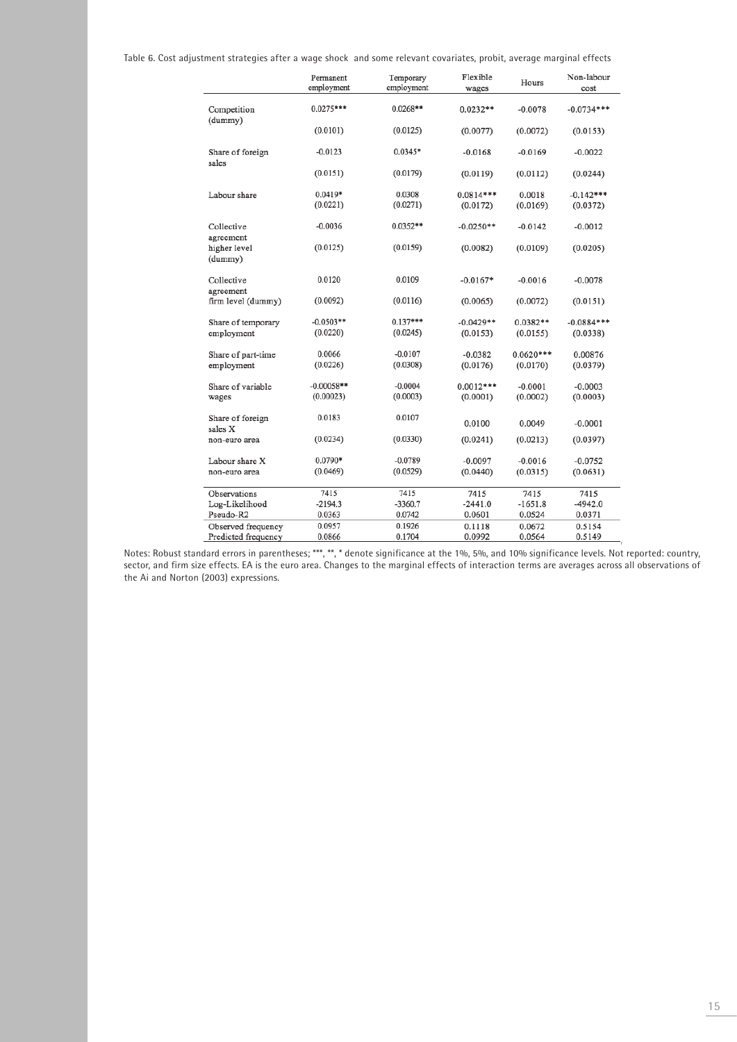Table 6. Cost adjustment strategies after a wage shock and some relevant covariates, probit, average marginal effects

| | Permanent employment | Temporary employment | Flexible wages | Hours | Non-labour cost |
|---|---|---|---|---|---|
| Competition (dummy) | 0.0275*** | 0.0268** | 0.0232** | -0.0078 | -0.0734*** |
| | (0.0101) | (0.0125) | (0.0077) | (0.0072) | (0.0153) |
| Share of foreign sales | -0.0123 | 0.0345* | -0.0168 | -0.0169 | -0.0022 |
| | (0.0151) | (0.0179) | (0.0119) | (0.0112) | (0.0244) |
| Labour share | 0.0419* | 0.0308 | 0.0814*** | 0.0018 | -0.142*** |
| | (0.0221) | (0.0271) | (0.0172) | (0.0169) | (0.0372) |
| Collective agreement higher level (dummy) | -0.0036 | 0.0352** | -0.0250** | -0.0142 | -0.0012 |
| | (0.0125) | (0.0159) | (0.0082) | (0.0109) | (0.0205) |
| Collective agreement firm level (dummy) | 0.0120 | 0.0109 | -0.0167* | -0.0016 | -0.0078 |
| | (0.0092) | (0.0116) | (0.0065) | (0.0072) | (0.0151) |
| Share of temporary employment | -0.0503** | 0.137*** | -0.0429** | 0.0382** | -0.0884*** |
| | (0.0220) | (0.0245) | (0.0153) | (0.0155) | (0.0338) |
| Share of part-time employment | 0.0066 | -0.0107 | -0.0382 | 0.0620*** | 0.00876 |
| | (0.0226) | (0.0308) | (0.0176) | (0.0170) | (0.0379) |
| Share of variable wages | -0.00058** | -0.0004 | 0.0012*** | -0.0001 | -0.0003 |
| | (0.00023) | (0.0003) | (0.0001) | (0.0002) | (0.0003) |
| Share of foreign sales X non-euro area | 0.0183 | 0.0107 | 0.0100 | 0.0049 | -0.0001 |
| | (0.0234) | (0.0330) | (0.0241) | (0.0213) | (0.0397) |
| Labour share X non-euro area | 0.0790* | -0.0789 | -0.0097 | -0.0016 | -0.0752 |
| | (0.0469) | (0.0529) | (0.0440) | (0.0315) | (0.0631) |
| Observations | 7415 | 7415 | 7415 | 7415 | 7415 |
| Log-Likelihood | -2194.3 | -3360.7 | -2441.0 | -1651.8 | -4942.0 |
| Pseudo-R2 | 0.0363 | 0.0742 | 0.0601 | 0.0524 | 0.0371 |
| Observed frequency | 0.0957 | 0.1926 | 0.1118 | 0.0672 | 0.5154 |
| Predicted frequency | 0.0866 | 0.1704 | 0.0992 | 0.0564 | 0.5149 |

Notes: Robust standard errors in parentheses; ***, **, * denote significance at the 1%, 5%, and 10% significance levels. Not reported: country, sector, and firm size effects. EA is the euro area. Changes to the marginal effects of interaction terms are averages across all observations of the Ai and Norton (2003) expressions.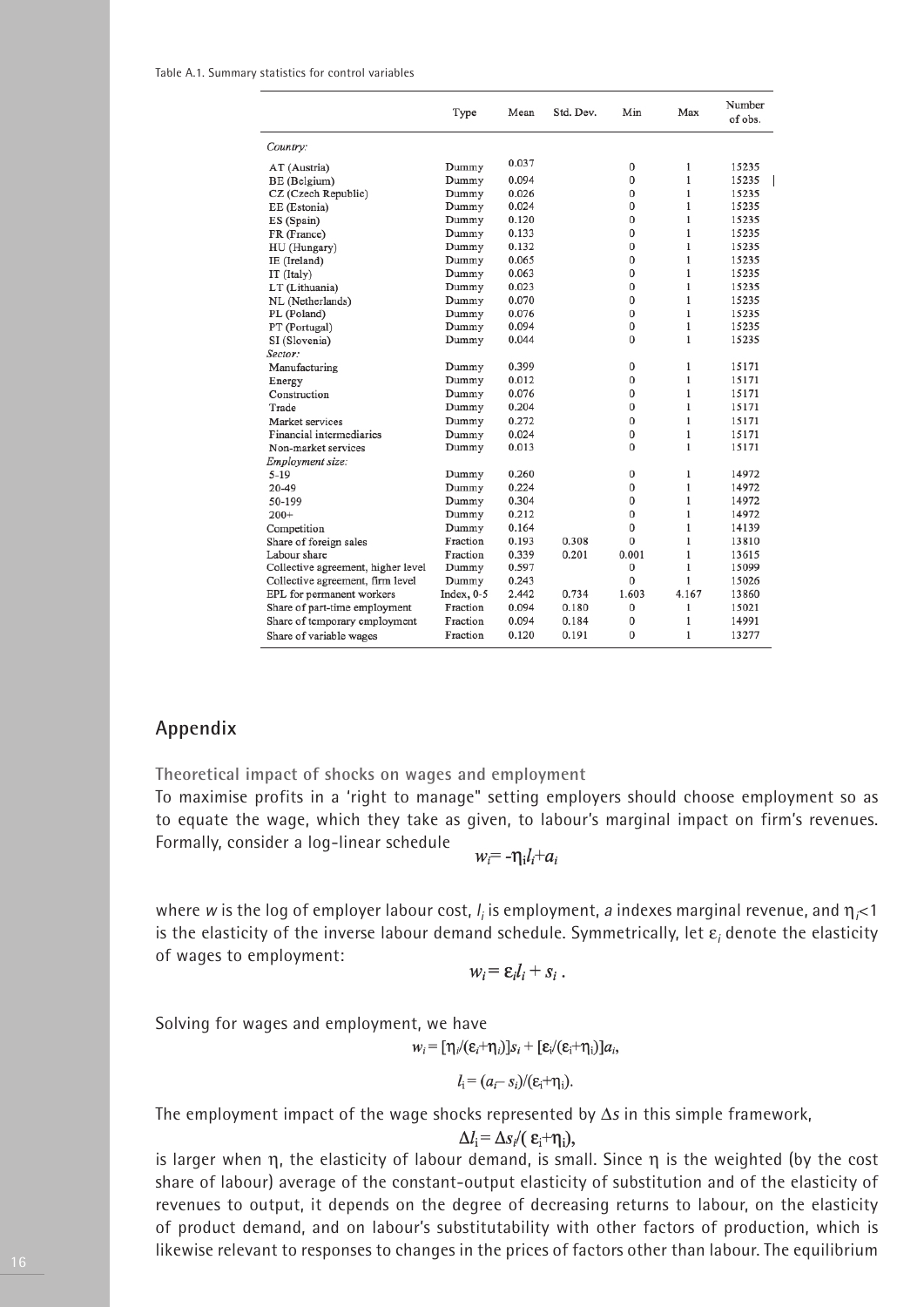Table A.1. Summary statistics for control variables

| | Type | Mean | Std. Dev. | Min | Max | Number of obs. |
|---|---|---|---|---|---|---|
| *Country:* | | | | | | |
| AT (Austria) | Dummy | 0.037 | | 0 | 1 | 15235 |
| BE (Belgium) | Dummy | 0.094 | | 0 | 1 | 15235 |
| CZ (Czech Republic) | Dummy | 0.026 | | 0 | 1 | 15235 |
| EE (Estonia) | Dummy | 0.024 | | 0 | 1 | 15235 |
| ES (Spain) | Dummy | 0.120 | | 0 | 1 | 15235 |
| FR (France) | Dummy | 0.133 | | 0 | 1 | 15235 |
| HU (Hungary) | Dummy | 0.132 | | 0 | 1 | 15235 |
| IE (Ireland) | Dummy | 0.065 | | 0 | 1 | 15235 |
| IT (Italy) | Dummy | 0.063 | | 0 | 1 | 15235 |
| LT (Lithuania) | Dummy | 0.023 | | 0 | 1 | 15235 |
| NL (Netherlands) | Dummy | 0.070 | | 0 | 1 | 15235 |
| PL (Poland) | Dummy | 0.076 | | 0 | 1 | 15235 |
| PT (Portugal) | Dummy | 0.094 | | 0 | 1 | 15235 |
| SI (Slovenia) | Dummy | 0.044 | | 0 | 1 | 15235 |
| *Sector:* | | | | | | |
| Manufacturing | Dummy | 0.399 | | 0 | 1 | 15171 |
| Energy | Dummy | 0.012 | | 0 | 1 | 15171 |
| Construction | Dummy | 0.076 | | 0 | 1 | 15171 |
| Trade | Dummy | 0.204 | | 0 | 1 | 15171 |
| Market services | Dummy | 0.272 | | 0 | 1 | 15171 |
| Financial intermediaries | Dummy | 0.024 | | 0 | 1 | 15171 |
| Non-market services | Dummy | 0.013 | | 0 | 1 | 15171 |
| *Employment size:* | | | | | | |
| 5-19 | Dummy | 0.260 | | 0 | 1 | 14972 |
| 20-49 | Dummy | 0.224 | | 0 | 1 | 14972 |
| 50-199 | Dummy | 0.304 | | 0 | 1 | 14972 |
| 200+ | Dummy | 0.212 | | 0 | 1 | 14972 |
| Competition | Dummy | 0.164 | | 0 | 1 | 14139 |
| Share of foreign sales | Fraction | 0.193 | 0.308 | 0 | 1 | 13810 |
| Labour share | Fraction | 0.339 | 0.201 | 0.001 | 1 | 13615 |
| Collective agreement, higher level | Dummy | 0.597 | | 0 | 1 | 15099 |
| Collective agreement, firm level | Dummy | 0.243 | | 0 | 1 | 15026 |
| EPL for permanent workers | Index, 0-5 | 2.442 | 0.734 | 1.603 | 4.167 | 13860 |
| Share of part-time employment | Fraction | 0.094 | 0.180 | 0 | 1 | 15021 |
| Share of temporary employment | Fraction | 0.094 | 0.184 | 0 | 1 | 14991 |
| Share of variable wages | Fraction | 0.120 | 0.191 | 0 | 1 | 13277 |

## Appendix

### Theoretical impact of shocks on wages and employment

To maximise profits in a 'right to manage" setting employers should choose employment so as to equate the wage, which they take as given, to labour's marginal impact on firm's revenues. Formally, consider a log-linear schedule

$$w_i = -\eta_i l_i + a_i$$

where $w$ is the log of employer labour cost, $l_i$ is employment, $a$ indexes marginal revenue, and $\eta_i<1$ is the elasticity of the inverse labour demand schedule. Symmetrically, let $\varepsilon_i$ denote the elasticity of wages to employment:

$$w_i = \varepsilon_i l_i + s_i \, .$$

Solving for wages and employment, we have

$$w_i = [\eta_i/(\varepsilon_i+\eta_i)]s_i + [\varepsilon_i/(\varepsilon_i+\eta_i)]a_i,$$

$$l_i = (a_i - s_i)/(\varepsilon_i+\eta_i).$$

The employment impact of the wage shocks represented by $\Delta s$ in this simple framework,

$$\Delta l_i = \Delta s_i/(\varepsilon_i+\eta_i),$$

is larger when $\eta$, the elasticity of labour demand, is small. Since $\eta$ is the weighted (by the cost share of labour) average of the constant-output elasticity of substitution and of the elasticity of revenues to output, it depends on the degree of decreasing returns to labour, on the elasticity of product demand, and on labour's substitutability with other factors of production, which is likewise relevant to responses to changes in the prices of factors other than labour. The equilibrium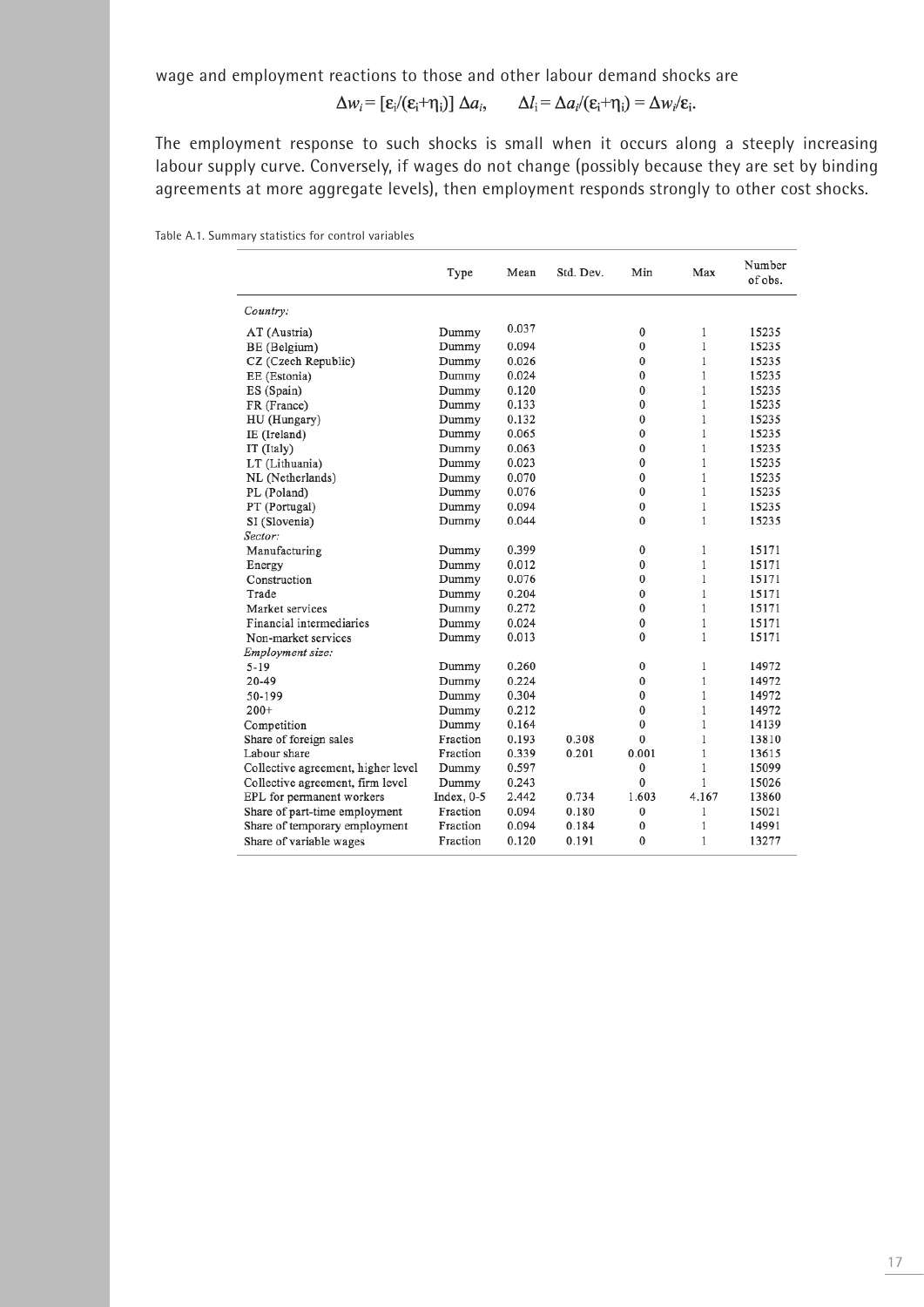wage and employment reactions to those and other labour demand shocks are

$$\Delta w_i = [\varepsilon_i/(\varepsilon_i+\eta_i)]\, \Delta a_i, \qquad \Delta l_i = \Delta a_i/(\varepsilon_i+\eta_i) = \Delta w_i/\varepsilon_i.$$

The employment response to such shocks is small when it occurs along a steeply increasing labour supply curve. Conversely, if wages do not change (possibly because they are set by binding agreements at more aggregate levels), then employment responds strongly to other cost shocks.

Table A.1. Summary statistics for control variables

| | Type | Mean | Std. Dev. | Min | Max | Number of obs. |
|---|---|---|---|---|---|---|
| *Country:* | | | | | | |
| AT (Austria) | Dummy | 0.037 | | 0 | 1 | 15235 |
| BE (Belgium) | Dummy | 0.094 | | 0 | 1 | 15235 |
| CZ (Czech Republic) | Dummy | 0.026 | | 0 | 1 | 15235 |
| EE (Estonia) | Dummy | 0.024 | | 0 | 1 | 15235 |
| ES (Spain) | Dummy | 0.120 | | 0 | 1 | 15235 |
| FR (France) | Dummy | 0.133 | | 0 | 1 | 15235 |
| HU (Hungary) | Dummy | 0.132 | | 0 | 1 | 15235 |
| IE (Ireland) | Dummy | 0.065 | | 0 | 1 | 15235 |
| IT (Italy) | Dummy | 0.063 | | 0 | 1 | 15235 |
| LT (Lithuania) | Dummy | 0.023 | | 0 | 1 | 15235 |
| NL (Netherlands) | Dummy | 0.070 | | 0 | 1 | 15235 |
| PL (Poland) | Dummy | 0.076 | | 0 | 1 | 15235 |
| PT (Portugal) | Dummy | 0.094 | | 0 | 1 | 15235 |
| SI (Slovenia) | Dummy | 0.044 | | 0 | 1 | 15235 |
| *Sector:* | | | | | | |
| Manufacturing | Dummy | 0.399 | | 0 | 1 | 15171 |
| Energy | Dummy | 0.012 | | 0 | 1 | 15171 |
| Construction | Dummy | 0.076 | | 0 | 1 | 15171 |
| Trade | Dummy | 0.204 | | 0 | 1 | 15171 |
| Market services | Dummy | 0.272 | | 0 | 1 | 15171 |
| Financial intermediaries | Dummy | 0.024 | | 0 | 1 | 15171 |
| Non-market services | Dummy | 0.013 | | 0 | 1 | 15171 |
| *Employment size:* | | | | | | |
| 5-19 | Dummy | 0.260 | | 0 | 1 | 14972 |
| 20-49 | Dummy | 0.224 | | 0 | 1 | 14972 |
| 50-199 | Dummy | 0.304 | | 0 | 1 | 14972 |
| 200+ | Dummy | 0.212 | | 0 | 1 | 14972 |
| Competition | Dummy | 0.164 | | 0 | 1 | 14139 |
| Share of foreign sales | Fraction | 0.193 | 0.308 | 0 | 1 | 13810 |
| Labour share | Fraction | 0.339 | 0.201 | 0.001 | 1 | 13615 |
| Collective agreement, higher level | Dummy | 0.597 | | 0 | 1 | 15099 |
| Collective agreement, firm level | Dummy | 0.243 | | 0 | 1 | 15026 |
| EPL for permanent workers | Index, 0-5 | 2.442 | 0.734 | 1.603 | 4.167 | 13860 |
| Share of part-time employment | Fraction | 0.094 | 0.180 | 0 | 1 | 15021 |
| Share of temporary employment | Fraction | 0.094 | 0.184 | 0 | 1 | 14991 |
| Share of variable wages | Fraction | 0.120 | 0.191 | 0 | 1 | 13277 |